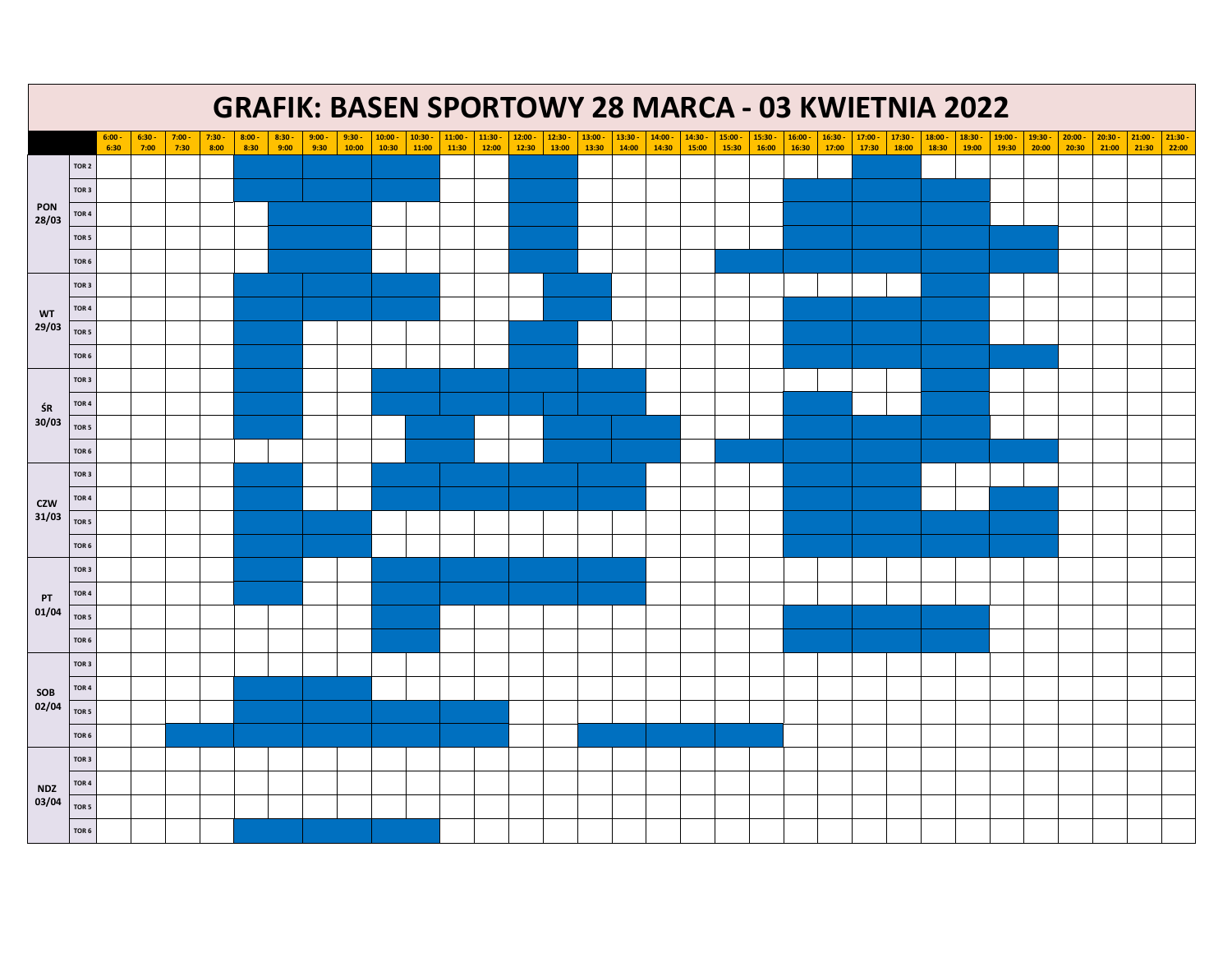# GRAFIK: BASEN SPORTOWY 28 MARCA - 03 KWIETNIA 2022

Occupied (blue) cells are marked with ■.

| | | 6:00 - 6:30 | 6:30 - 7:00 | 7:00 - 7:30 | 7:30 - 8:00 | 8:00 - 8:30 | 8:30 - 9:00 | 9:00 - 9:30 | 9:30 - 10:00 | 10:00 - 10:30 | 10:30 - 11:00 | 11:00 - 11:30 | 11:30 - 12:00 | 12:00 - 12:30 | 12:30 - 13:00 | 13:00 - 13:30 | 13:30 - 14:00 | 14:00 - 14:30 | 14:30 - 15:00 | 15:00 - 15:30 | 15:30 - 16:00 | 16:00 - 16:30 | 16:30 - 17:00 | 17:00 - 17:30 | 17:30 - 18:00 | 18:00 - 18:30 | 18:30 - 19:00 | 19:00 - 19:30 | 19:30 - 20:00 | 20:00 - 20:30 | 20:30 - 21:00 | 21:00 - 21:30 | 21:30 - 22:00 |
|---|---|---|---|---|---|---|---|---|---|---|---|---|---|---|---|---|---|---|---|---|---|---|---|---|---|---|---|---|---|---|---|---|---|
| PON 28/03 | TOR 2 | | | | | ■ | ■ | ■ | ■ | ■ | ■ | | | ■ | ■ | | | | | | | | | ■ | ■ | | | | | | | | |
| | TOR 3 | | | | | ■ | ■ | ■ | ■ | ■ | ■ | | | ■ | ■ | | | | | | | ■ | ■ | ■ | ■ | ■ | ■ | | | | | | |
| | TOR 4 | | | | | | ■ | ■ | ■ | | | | | ■ | ■ | | | | | | | ■ | ■ | ■ | ■ | ■ | ■ | | | | | | |
| | TOR 5 | | | | | | ■ | ■ | ■ | | | | | ■ | ■ | | | | | | | ■ | ■ | ■ | ■ | ■ | ■ | ■ | ■ | | | | |
| | TOR 6 | | | | | | ■ | ■ | ■ | | | | | ■ | ■ | | | | | ■ | ■ | ■ | ■ | ■ | ■ | ■ | ■ | ■ | ■ | | | | |
| WT 29/03 | TOR 3 | | | | | ■ | ■ | ■ | ■ | ■ | ■ | | | | ■ | ■ | | | | | | | | | | ■ | ■ | | | | | | |
| | TOR 4 | | | | | ■ | ■ | ■ | ■ | ■ | ■ | | | | ■ | ■ | | | | | | ■ | ■ | ■ | ■ | ■ | ■ | | | | | | |
| | TOR 5 | | | | | ■ | ■ | | | | | | | ■ | ■ | | | | | | | ■ | ■ | ■ | ■ | ■ | ■ | | | | | | |
| | TOR 6 | | | | | ■ | ■ | | | | | | | ■ | ■ | | | | | | | ■ | ■ | ■ | ■ | ■ | ■ | ■ | ■ | | | | |
| ŚR 30/03 | TOR 3 | | | | | ■ | ■ | | | ■ | ■ | ■ | ■ | ■ | ■ | ■ | ■ | | | | | | | | | ■ | ■ | | | | | | |
| | TOR 4 | | | | | ■ | ■ | | | ■ | ■ | ■ | ■ | ■ | ■ | ■ | ■ | | | | | ■ | ■ | | | ■ | ■ | | | | | | |
| | TOR 5 | | | | | ■ | ■ | | | | ■ | ■ | | | ■ | ■ | ■ | ■ | | | | ■ | ■ | ■ | ■ | ■ | ■ | | | | | | |
| | TOR 6 | | | | | | | | | | ■ | ■ | | | ■ | ■ | ■ | ■ | | ■ | ■ | ■ | ■ | ■ | ■ | ■ | ■ | ■ | ■ | | | | |
| CZW 31/03 | TOR 3 | | | | | ■ | ■ | | | ■ | ■ | ■ | ■ | ■ | ■ | ■ | ■ | | | | | ■ | ■ | ■ | ■ | | | | | | | | |
| | TOR 4 | | | | | ■ | ■ | | | ■ | ■ | ■ | ■ | ■ | ■ | ■ | ■ | | | | | ■ | ■ | ■ | ■ | | | ■ | ■ | | | | |
| | TOR 5 | | | | | ■ | ■ | ■ | ■ | | | | | | | | | | | | | ■ | ■ | ■ | ■ | ■ | ■ | ■ | ■ | | | | |
| | TOR 6 | | | | | ■ | ■ | ■ | ■ | | | | | | | | | | | | | ■ | ■ | ■ | ■ | ■ | ■ | ■ | ■ | | | | |
| PT 01/04 | TOR 3 | | | | | ■ | ■ | | | ■ | ■ | ■ | ■ | ■ | ■ | ■ | ■ | | | | | | | | | | | | | | | | |
| | TOR 4 | | | | | ■ | ■ | | | ■ | ■ | ■ | ■ | ■ | ■ | ■ | ■ | | | | | | | | | | | | | | | | |
| | TOR 5 | | | | | | | | | ■ | ■ | | | | | | | | | | | ■ | ■ | ■ | ■ | ■ | ■ | | | | | | |
| | TOR 6 | | | | | | | | | ■ | ■ | | | | | | | | | | | ■ | ■ | ■ | ■ | ■ | ■ | | | | | | |
| SOB 02/04 | TOR 3 | | | | | | | | | | | | | | | | | | | | | | | | | | | | | | | | |
| | TOR 4 | | | | | ■ | ■ | ■ | ■ | | | | | | | | | | | | | | | | | | | | | | | | |
| | TOR 5 | | | | | ■ | ■ | ■ | ■ | ■ | ■ | ■ | ■ | | | | | | | | | | | | | | | | | | | | |
| | TOR 6 | | | ■ | ■ | ■ | ■ | ■ | ■ | ■ | ■ | ■ | ■ | | | ■ | ■ | ■ | ■ | ■ | ■ | | | | | | | | | | | | |
| NDZ 03/04 | TOR 3 | | | | | | | | | | | | | | | | | | | | | | | | | | | | | | | | |
| | TOR 4 | | | | | | | | | | | | | | | | | | | | | | | | | | | | | | | | |
| | TOR 5 | | | | | | | | | | | | | | | | | | | | | | | | | | | | | | | | |
| | TOR 6 | | | | | ■ | ■ | ■ | ■ | ■ | ■ | | | | | | | | | | | | | | | | | | | | | | |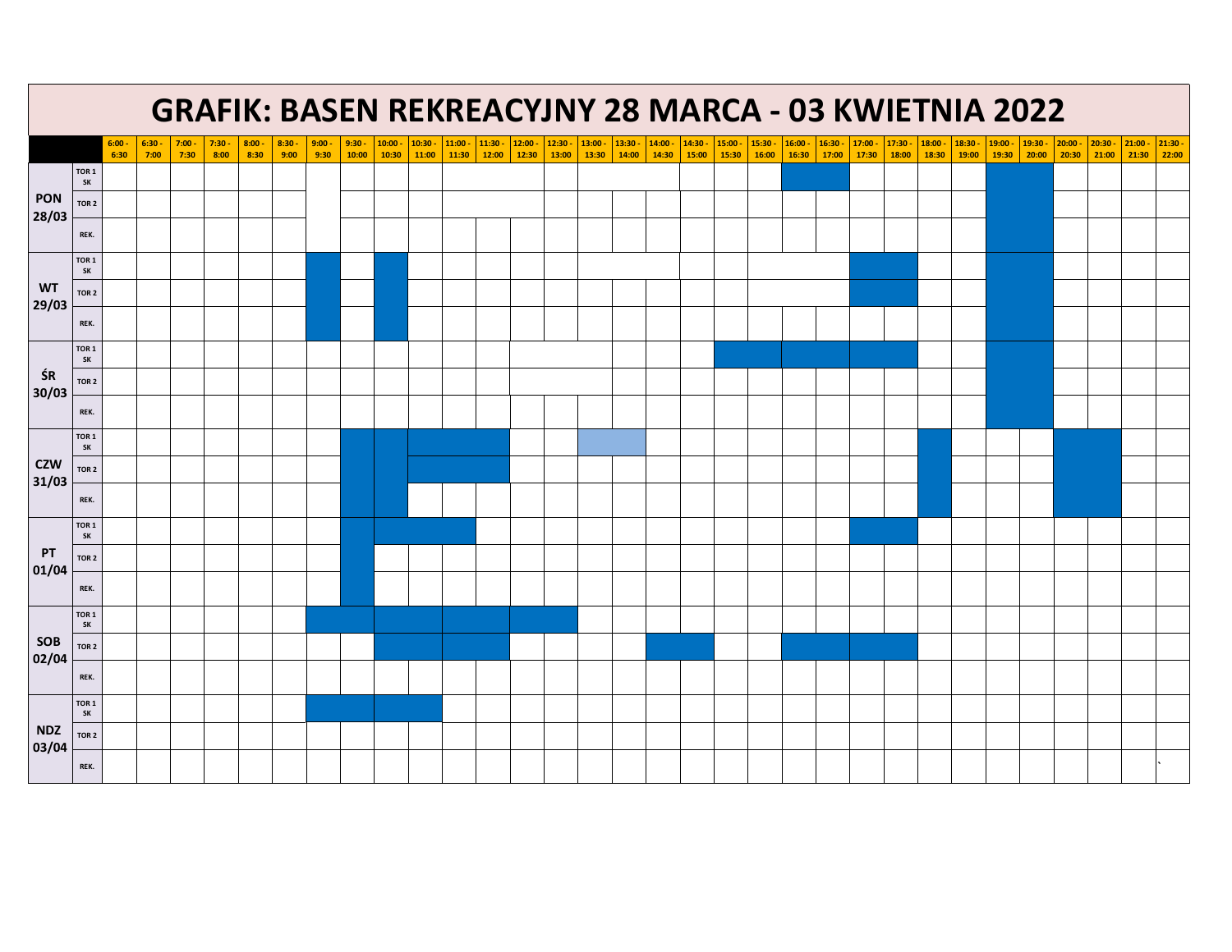# GRAFIK: BASEN REKREACYJNY 28 MARCA - 03 KWIETNIA 2022

| | | 6:00 - 6:30 | 6:30 - 7:00 | 7:00 - 7:30 | 7:30 - 8:00 | 8:00 - 8:30 | 8:30 - 9:00 | 9:00 - 9:30 | 9:30 - 10:00 | 10:00 - 10:30 | 10:30 - 11:00 | 11:00 - 11:30 | 11:30 - 12:00 | 12:00 - 12:30 | 12:30 - 13:00 | 13:00 - 13:30 | 13:30 - 14:00 | 14:00 - 14:30 | 14:30 - 15:00 | 15:00 - 15:30 | 15:30 - 16:00 | 16:00 - 16:30 | 16:30 - 17:00 | 17:00 - 17:30 | 17:30 - 18:00 | 18:00 - 18:30 | 18:30 - 19:00 | 19:00 - 19:30 | 19:30 - 20:00 | 20:00 - 20:30 | 20:30 - 21:00 | 21:00 - 21:30 | 21:30 - 22:00 |
|---|---|---|---|---|---|---|---|---|---|---|---|---|---|---|---|---|---|---|---|---|---|---|---|---|---|---|---|---|---|---|---|---|---|
| PON 28/03 | TOR 1 SK | | | | | | | | | | | | | | | | | | | | | | | | | | | | | | | | |
| | TOR 2 | | | | | | | | | | | | | | | | | | | | | | | | | | | | | | | | |
| | REK. | | | | | | | | | | | | | | | | | | | | | | | | | | | | | | | | |
| WT 29/03 | TOR 1 SK | | | | | | | | | | | | | | | | | | | | | | | | | | | | | | | | |
| | TOR 2 | | | | | | | | | | | | | | | | | | | | | | | | | | | | | | | | |
| | REK. | | | | | | | | | | | | | | | | | | | | | | | | | | | | | | | | |
| ŚR 30/03 | TOR 1 SK | | | | | | | | | | | | | | | | | | | | | | | | | | | | | | | | |
| | TOR 2 | | | | | | | | | | | | | | | | | | | | | | | | | | | | | | | | |
| | REK. | | | | | | | | | | | | | | | | | | | | | | | | | | | | | | | | |
| CZW 31/03 | TOR 1 SK | | | | | | | | | | | | | | | | | | | | | | | | | | | | | | | | |
| | TOR 2 | | | | | | | | | | | | | | | | | | | | | | | | | | | | | | | | |
| | REK. | | | | | | | | | | | | | | | | | | | | | | | | | | | | | | | | |
| PT 01/04 | TOR 1 SK | | | | | | | | | | | | | | | | | | | | | | | | | | | | | | | | |
| | TOR 2 | | | | | | | | | | | | | | | | | | | | | | | | | | | | | | | | |
| | REK. | | | | | | | | | | | | | | | | | | | | | | | | | | | | | | | | |
| SOB 02/04 | TOR 1 SK | | | | | | | | | | | | | | | | | | | | | | | | | | | | | | | | |
| | TOR 2 | | | | | | | | | | | | | | | | | | | | | | | | | | | | | | | | |
| | REK. | | | | | | | | | | | | | | | | | | | | | | | | | | | | | | | | |
| NDZ 03/04 | TOR 1 SK | | | | | | | | | | | | | | | | | | | | | | | | | | | | | | | | |
| | TOR 2 | | | | | | | | | | | | | | | | | | | | | | | | | | | | | | | | |
| | REK. | | | | | | | | | | | | | | | | | | | | | | | | | | | | | | | | ` |